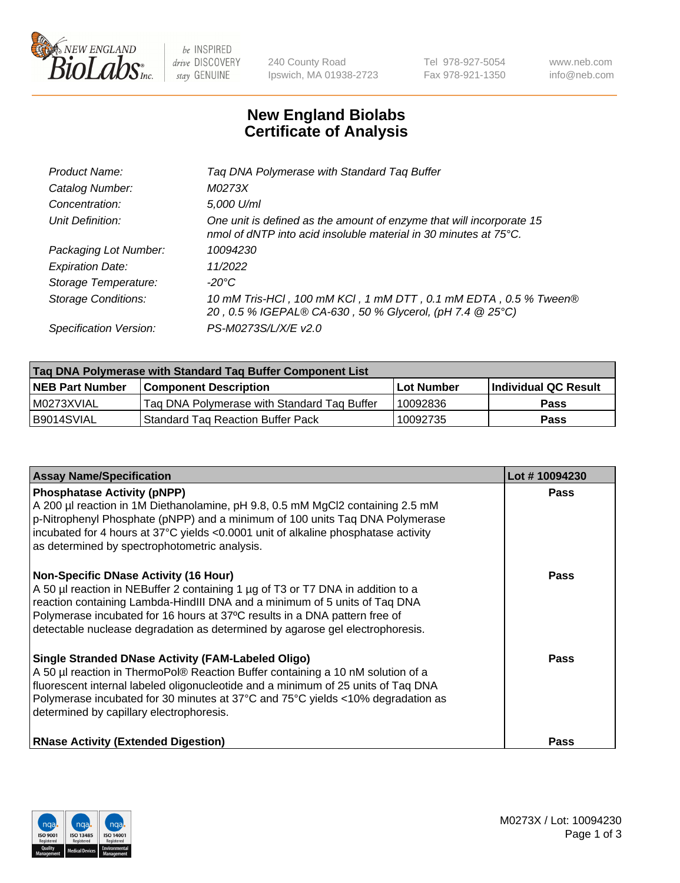# New England Biolabs
# Certificate of Analysis

| | |
|---|---|
| Product Name: | Taq DNA Polymerase with Standard Taq Buffer |
| Catalog Number: | M0273X |
| Concentration: | 5,000 U/ml |
| Unit Definition: | One unit is defined as the amount of enzyme that will incorporate 15 nmol of dNTP into acid insoluble material in 30 minutes at 75°C. |
| Packaging Lot Number: | 10094230 |
| Expiration Date: | 11/2022 |
| Storage Temperature: | -20°C |
| Storage Conditions: | 10 mM Tris-HCl , 100 mM KCl , 1 mM DTT , 0.1 mM EDTA , 0.5 % Tween® 20 , 0.5 % IGEPAL® CA-630 , 50 % Glycerol, (pH 7.4 @ 25°C) |
| Specification Version: | PS-M0273S/L/X/E v2.0 |

| Taq DNA Polymerase with Standard Taq Buffer Component List | | | |
|---|---|---|---|
| **NEB Part Number** | **Component Description** | **Lot Number** | **Individual QC Result** |
| M0273XVIAL | Taq DNA Polymerase with Standard Taq Buffer | 10092836 | **Pass** |
| B9014SVIAL | Standard Taq Reaction Buffer Pack | 10092735 | **Pass** |

| Assay Name/Specification | Lot # 10094230 |
|---|---|
| **Phosphatase Activity (pNPP)**<br>A 200 µl reaction in 1M Diethanolamine, pH 9.8, 0.5 mM $MgCl_2$ containing 2.5 mM p-Nitrophenyl Phosphate (pNPP) and a minimum of 100 units Taq DNA Polymerase incubated for 4 hours at 37°C yields <0.0001 unit of alkaline phosphatase activity as determined by spectrophotometric analysis. | **Pass** |
| **Non-Specific DNase Activity (16 Hour)**<br>A 50 µl reaction in NEBuffer 2 containing 1 µg of T3 or T7 DNA in addition to a reaction containing Lambda-HindIII DNA and a minimum of 5 units of Taq DNA Polymerase incubated for 16 hours at 37ºC results in a DNA pattern free of detectable nuclease degradation as determined by agarose gel electrophoresis. | **Pass** |
| **Single Stranded DNase Activity (FAM-Labeled Oligo)**<br>A 50 µl reaction in ThermoPol® Reaction Buffer containing a 10 nM solution of a fluorescent internal labeled oligonucleotide and a minimum of 25 units of Taq DNA Polymerase incubated for 30 minutes at 37°C and 75°C yields <10% degradation as determined by capillary electrophoresis. | **Pass** |
| **RNase Activity (Extended Digestion)** | **Pass** |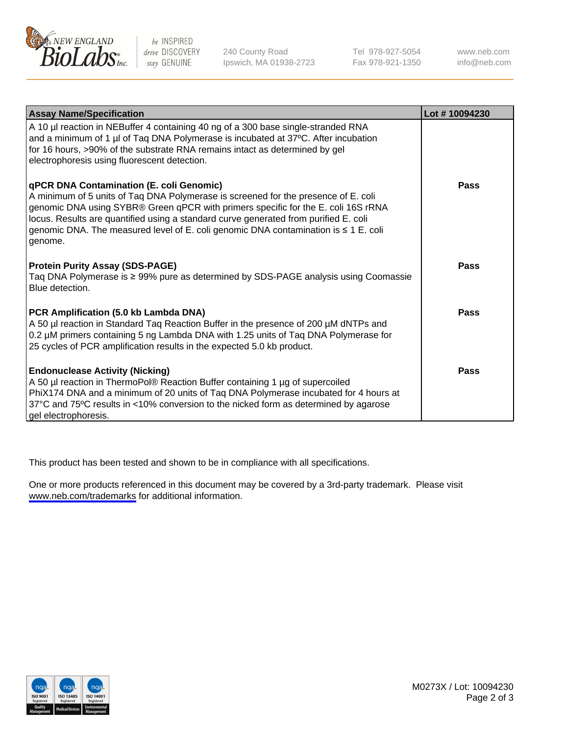| Assay Name/Specification | Lot # 10094230 |
|---|---|
| A 10 µl reaction in NEBuffer 4 containing 40 ng of a 300 base single-stranded RNA and a minimum of 1 µl of Taq DNA Polymerase is incubated at 37ºC. After incubation for 16 hours, >90% of the substrate RNA remains intact as determined by gel electrophoresis using fluorescent detection. | |
| **qPCR DNA Contamination (E. coli Genomic)**<br>A minimum of 5 units of Taq DNA Polymerase is screened for the presence of E. coli genomic DNA using SYBR® Green qPCR with primers specific for the E. coli 16S rRNA locus. Results are quantified using a standard curve generated from purified E. coli genomic DNA. The measured level of E. coli genomic DNA contamination is ≤ 1 E. coli genome. | **Pass** |
| **Protein Purity Assay (SDS-PAGE)**<br>Taq DNA Polymerase is ≥ 99% pure as determined by SDS-PAGE analysis using Coomassie Blue detection. | **Pass** |
| **PCR Amplification (5.0 kb Lambda DNA)**<br>A 50 µl reaction in Standard Taq Reaction Buffer in the presence of 200 µM dNTPs and 0.2 µM primers containing 5 ng Lambda DNA with 1.25 units of Taq DNA Polymerase for 25 cycles of PCR amplification results in the expected 5.0 kb product. | **Pass** |
| **Endonuclease Activity (Nicking)**<br>A 50 µl reaction in ThermoPol® Reaction Buffer containing 1 µg of supercoiled PhiX174 DNA and a minimum of 20 units of Taq DNA Polymerase incubated for 4 hours at 37°C and 75ºC results in <10% conversion to the nicked form as determined by agarose gel electrophoresis. | **Pass** |

This product has been tested and shown to be in compliance with all specifications.

One or more products referenced in this document may be covered by a 3rd-party trademark. Please visit www.neb.com/trademarks for additional information.

M0273X / Lot: 10094230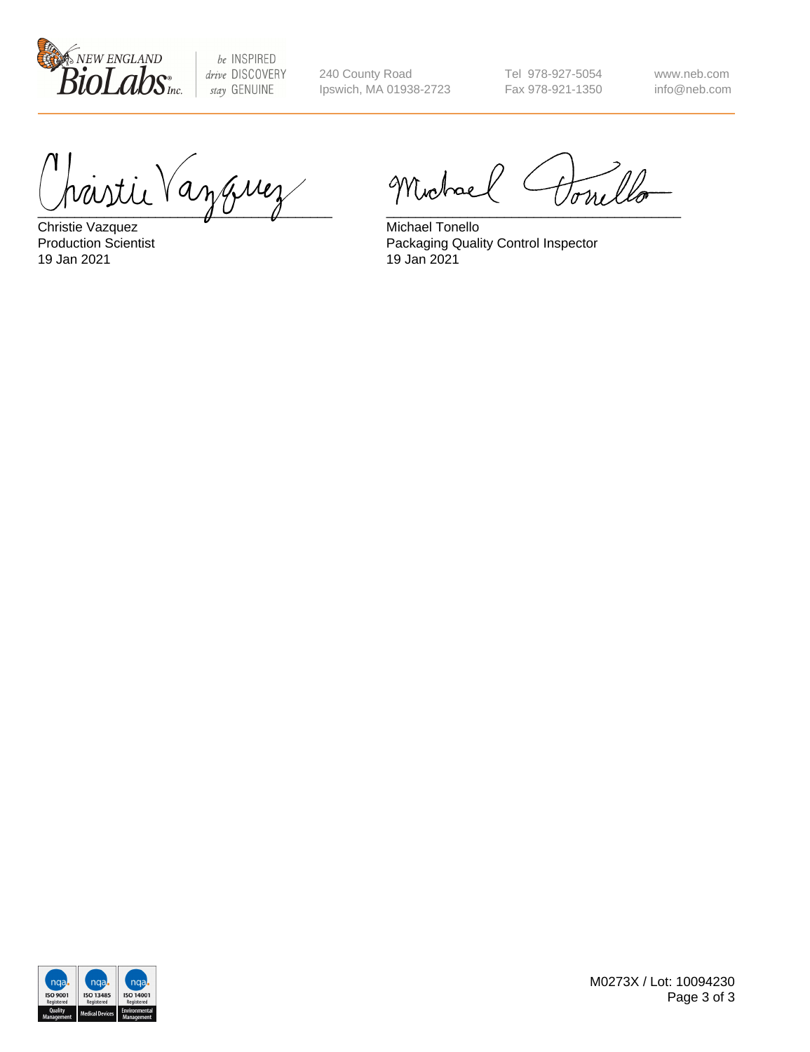Christie Vazquez
Production Scientist
19 Jan 2021

Michael Tonello
Packaging Quality Control Inspector
19 Jan 2021

M0273X / Lot: 10094230